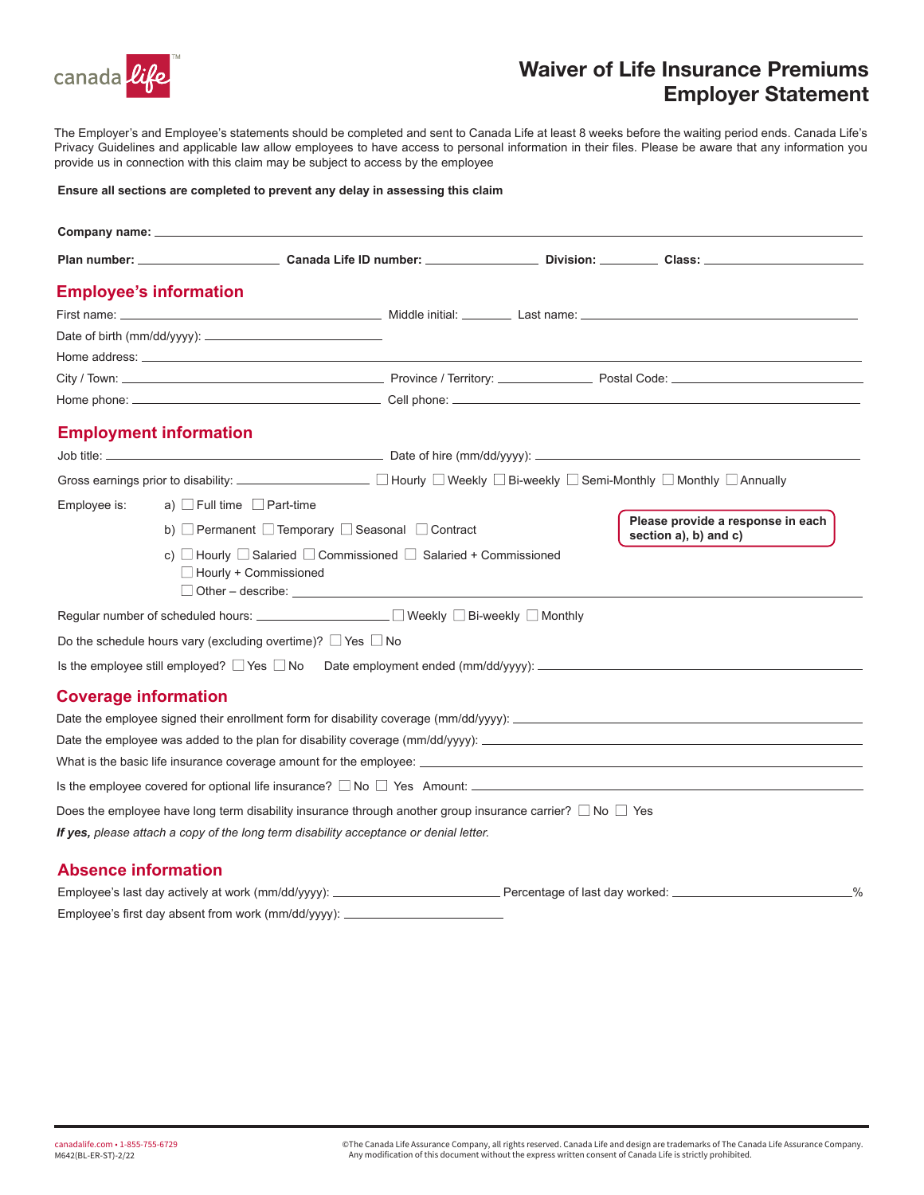# Waiver of Life Insurance Premiums Employer Statement

The Employer's and Employee's statements should be completed and sent to Canada Life at least 8 weeks before the waiting period ends. Canada Life's Privacy Guidelines and applicable law allow employees to have access to personal information in their files. Please be aware that any information you provide us in connection with this claim may be subject to access by the employee

**Ensure all sections are completed to prevent any delay in assessing this claim**

**Company name:** ______________________________

**Plan number:** ____________ **Canada Life ID number:** ____________ **Division:** ________ **Class:** ____________

## Employee's information

First name: ____________ Middle initial: ______ Last name: ____________

Date of birth (mm/dd/yyyy): ____________

Home address: ______________________________

City / Town: ____________ Province / Territory: ____________ Postal Code: ____________

Home phone: ____________ Cell phone: ____________

## Employment information

Job title: ____________ Date of hire (mm/dd/yyyy): ____________

Gross earnings prior to disability: ____________ ☐ Hourly ☐ Weekly ☐ Bi-weekly ☐ Semi-Monthly ☐ Monthly ☐ Annually

Employee is:

a) ☐ Full time ☐ Part-time

b) ☐ Permanent ☐ Temporary ☐ Seasonal ☐ Contract

c) ☐ Hourly ☐ Salaried ☐ Commissioned ☐ Salaried + Commissioned
☐ Hourly + Commissioned
☐ Other – describe: ____________

**Please provide a response in each section a), b) and c)**

Regular number of scheduled hours: ____________ ☐ Weekly ☐ Bi-weekly ☐ Monthly

Do the schedule hours vary (excluding overtime)? ☐ Yes ☐ No

Is the employee still employed? ☐ Yes ☐ No Date employment ended (mm/dd/yyyy): ____________

## Coverage information

Date the employee signed their enrollment form for disability coverage (mm/dd/yyyy): ____________

Date the employee was added to the plan for disability coverage (mm/dd/yyyy): ____________

What is the basic life insurance coverage amount for the employee: ____________

Is the employee covered for optional life insurance? ☐ No ☐ Yes Amount: ____________

Does the employee have long term disability insurance through another group insurance carrier? ☐ No ☐ Yes

***If yes,*** *please attach a copy of the long term disability acceptance or denial letter.*

## Absence information

Employee's last day actively at work (mm/dd/yyyy): ____________ Percentage of last day worked: ____________%

Employee's first day absent from work (mm/dd/yyyy): ____________

canadalife.com • 1-855-755-6729
M642(BL-ER-ST)-2/22

©The Canada Life Assurance Company, all rights reserved. Canada Life and design are trademarks of The Canada Life Assurance Company. Any modification of this document without the express written consent of Canada Life is strictly prohibited.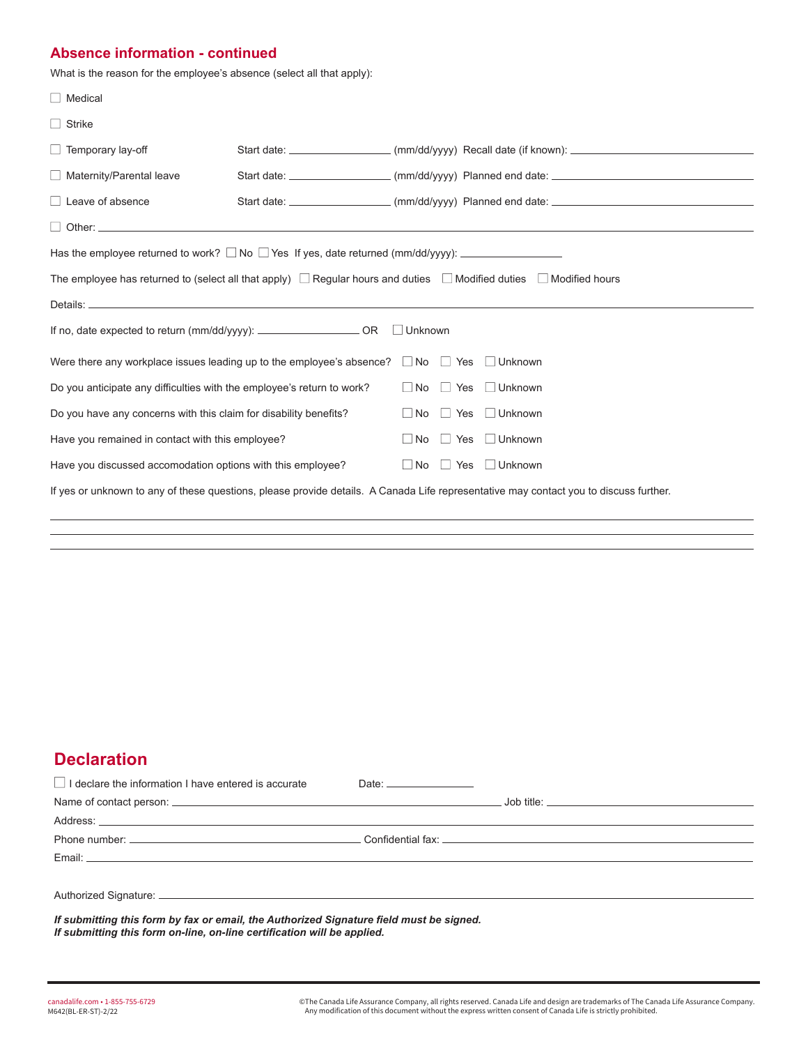## Absence information - continued

What is the reason for the employee's absence (select all that apply):

☐ Medical

☐ Strike

☐ Temporary lay-off Start date: ________________ (mm/dd/yyyy) Recall date (if known): ________________

☐ Maternity/Parental leave Start date: ________________ (mm/dd/yyyy) Planned end date: ________________

☐ Leave of absence Start date: ________________ (mm/dd/yyyy) Planned end date: ________________

☐ Other: ________________

Has the employee returned to work? ☐ No ☐ Yes If yes, date returned (mm/dd/yyyy): ________________

The employee has returned to (select all that apply) ☐ Regular hours and duties ☐ Modified duties ☐ Modified hours

Details: ________________

If no, date expected to return (mm/dd/yyyy): ________________ OR ☐ Unknown

| | | | |
|---|---|---|---|
| Were there any workplace issues leading up to the employee's absence? | ☐ No | ☐ Yes | ☐ Unknown |
| Do you anticipate any difficulties with the employee's return to work? | ☐ No | ☐ Yes | ☐ Unknown |
| Do you have any concerns with this claim for disability benefits? | ☐ No | ☐ Yes | ☐ Unknown |
| Have you remained in contact with this employee? | ☐ No | ☐ Yes | ☐ Unknown |
| Have you discussed accomodation options with this employee? | ☐ No | ☐ Yes | ☐ Unknown |

If yes or unknown to any of these questions, please provide details. A Canada Life representative may contact you to discuss further.

________________

________________

________________

## Declaration

☐ I declare the information I have entered is accurate Date: ________________

Name of contact person: ________________ Job title: ________________

Address: ________________

Phone number: ________________ Confidential fax: ________________

Email: ________________

Authorized Signature: ________________

***If submitting this form by fax or email, the Authorized Signature field must be signed.***
***If submitting this form on-line, on-line certification will be applied.***

canadalife.com • 1-855-755-6729
M642(BL-ER-ST)-2/22

©The Canada Life Assurance Company, all rights reserved. Canada Life and design are trademarks of The Canada Life Assurance Company. Any modification of this document without the express written consent of Canada Life is strictly prohibited.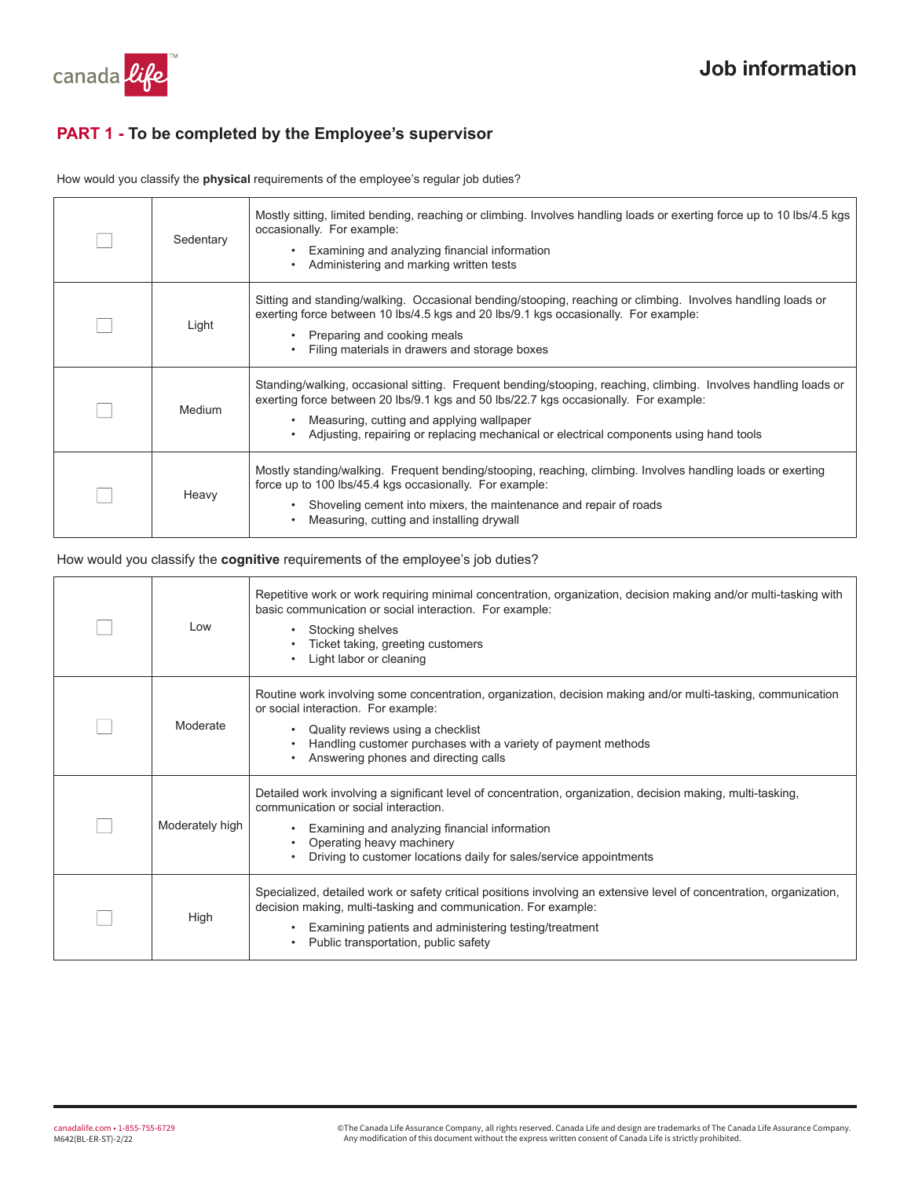# Job information

## PART 1 - To be completed by the Employee's supervisor

How would you classify the **physical** requirements of the employee's regular job duties?

| | | |
|---|---|---|
| ☐ | Sedentary | Mostly sitting, limited bending, reaching or climbing. Involves handling loads or exerting force up to 10 lbs/4.5 kgs occasionally. For example:<br>• Examining and analyzing financial information<br>• Administering and marking written tests |
| ☐ | Light | Sitting and standing/walking. Occasional bending/stooping, reaching or climbing. Involves handling loads or exerting force between 10 lbs/4.5 kgs and 20 lbs/9.1 kgs occasionally. For example:<br>• Preparing and cooking meals<br>• Filing materials in drawers and storage boxes |
| ☐ | Medium | Standing/walking, occasional sitting. Frequent bending/stooping, reaching, climbing. Involves handling loads or exerting force between 20 lbs/9.1 kgs and 50 lbs/22.7 kgs occasionally. For example:<br>• Measuring, cutting and applying wallpaper<br>• Adjusting, repairing or replacing mechanical or electrical components using hand tools |
| ☐ | Heavy | Mostly standing/walking. Frequent bending/stooping, reaching, climbing. Involves handling loads or exerting force up to 100 lbs/45.4 kgs occasionally. For example:<br>• Shoveling cement into mixers, the maintenance and repair of roads<br>• Measuring, cutting and installing drywall |

How would you classify the **cognitive** requirements of the employee's job duties?

| | | |
|---|---|---|
| ☐ | Low | Repetitive work or work requiring minimal concentration, organization, decision making and/or multi-tasking with basic communication or social interaction. For example:<br>• Stocking shelves<br>• Ticket taking, greeting customers<br>• Light labor or cleaning |
| ☐ | Moderate | Routine work involving some concentration, organization, decision making and/or multi-tasking, communication or social interaction. For example:<br>• Quality reviews using a checklist<br>• Handling customer purchases with a variety of payment methods<br>• Answering phones and directing calls |
| ☐ | Moderately high | Detailed work involving a significant level of concentration, organization, decision making, multi-tasking, communication or social interaction.<br>• Examining and analyzing financial information<br>• Operating heavy machinery<br>• Driving to customer locations daily for sales/service appointments |
| ☐ | High | Specialized, detailed work or safety critical positions involving an extensive level of concentration, organization, decision making, multi-tasking and communication. For example:<br>• Examining patients and administering testing/treatment<br>• Public transportation, public safety |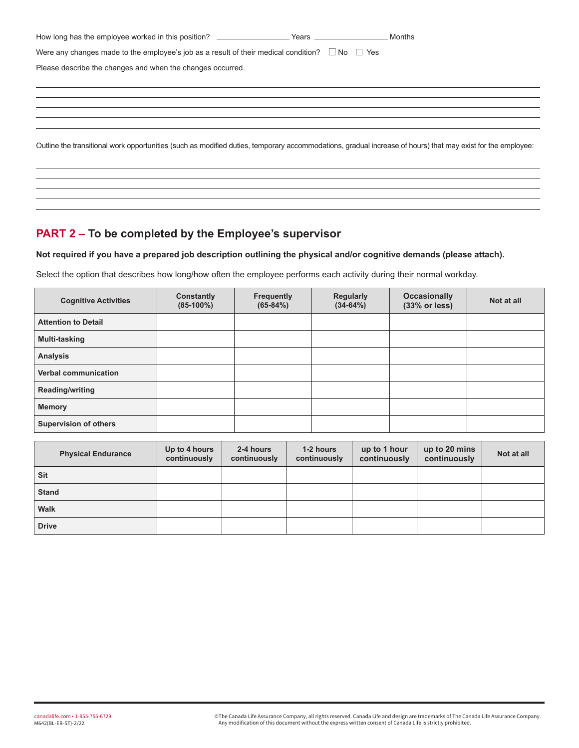How long has the employee worked in this position? \_\_\_\_\_\_\_\_\_\_\_\_ Years \_\_\_\_\_\_\_\_\_\_\_\_ Months

Were any changes made to the employee's job as a result of their medical condition? ☐ No ☐ Yes

Please describe the changes and when the changes occurred.

\_\_\_\_\_\_\_\_\_\_\_\_\_\_\_\_\_\_\_\_\_\_\_\_\_\_\_\_\_\_\_\_\_\_\_\_\_\_\_\_\_\_\_\_\_\_\_\_\_\_\_\_\_\_\_\_\_\_\_\_\_\_\_\_\_\_\_\_\_\_

\_\_\_\_\_\_\_\_\_\_\_\_\_\_\_\_\_\_\_\_\_\_\_\_\_\_\_\_\_\_\_\_\_\_\_\_\_\_\_\_\_\_\_\_\_\_\_\_\_\_\_\_\_\_\_\_\_\_\_\_\_\_\_\_\_\_\_\_\_\_

\_\_\_\_\_\_\_\_\_\_\_\_\_\_\_\_\_\_\_\_\_\_\_\_\_\_\_\_\_\_\_\_\_\_\_\_\_\_\_\_\_\_\_\_\_\_\_\_\_\_\_\_\_\_\_\_\_\_\_\_\_\_\_\_\_\_\_\_\_\_

\_\_\_\_\_\_\_\_\_\_\_\_\_\_\_\_\_\_\_\_\_\_\_\_\_\_\_\_\_\_\_\_\_\_\_\_\_\_\_\_\_\_\_\_\_\_\_\_\_\_\_\_\_\_\_\_\_\_\_\_\_\_\_\_\_\_\_\_\_\_

\_\_\_\_\_\_\_\_\_\_\_\_\_\_\_\_\_\_\_\_\_\_\_\_\_\_\_\_\_\_\_\_\_\_\_\_\_\_\_\_\_\_\_\_\_\_\_\_\_\_\_\_\_\_\_\_\_\_\_\_\_\_\_\_\_\_\_\_\_\_

Outline the transitional work opportunities (such as modified duties, temporary accommodations, gradual increase of hours) that may exist for the employee:

\_\_\_\_\_\_\_\_\_\_\_\_\_\_\_\_\_\_\_\_\_\_\_\_\_\_\_\_\_\_\_\_\_\_\_\_\_\_\_\_\_\_\_\_\_\_\_\_\_\_\_\_\_\_\_\_\_\_\_\_\_\_\_\_\_\_\_\_\_\_

\_\_\_\_\_\_\_\_\_\_\_\_\_\_\_\_\_\_\_\_\_\_\_\_\_\_\_\_\_\_\_\_\_\_\_\_\_\_\_\_\_\_\_\_\_\_\_\_\_\_\_\_\_\_\_\_\_\_\_\_\_\_\_\_\_\_\_\_\_\_

\_\_\_\_\_\_\_\_\_\_\_\_\_\_\_\_\_\_\_\_\_\_\_\_\_\_\_\_\_\_\_\_\_\_\_\_\_\_\_\_\_\_\_\_\_\_\_\_\_\_\_\_\_\_\_\_\_\_\_\_\_\_\_\_\_\_\_\_\_\_

\_\_\_\_\_\_\_\_\_\_\_\_\_\_\_\_\_\_\_\_\_\_\_\_\_\_\_\_\_\_\_\_\_\_\_\_\_\_\_\_\_\_\_\_\_\_\_\_\_\_\_\_\_\_\_\_\_\_\_\_\_\_\_\_\_\_\_\_\_\_

\_\_\_\_\_\_\_\_\_\_\_\_\_\_\_\_\_\_\_\_\_\_\_\_\_\_\_\_\_\_\_\_\_\_\_\_\_\_\_\_\_\_\_\_\_\_\_\_\_\_\_\_\_\_\_\_\_\_\_\_\_\_\_\_\_\_\_\_\_\_

## PART 2 – To be completed by the Employee's supervisor

**Not required if you have a prepared job description outlining the physical and/or cognitive demands (please attach).**

Select the option that describes how long/how often the employee performs each activity during their normal workday.

| Cognitive Activities | Constantly (85-100%) | Frequently (65-84%) | Regularly (34-64%) | Occasionally (33% or less) | Not at all |
|---|---|---|---|---|---|
| **Attention to Detail** | | | | | |
| **Multi-tasking** | | | | | |
| **Analysis** | | | | | |
| **Verbal communication** | | | | | |
| **Reading/writing** | | | | | |
| **Memory** | | | | | |
| **Supervision of others** | | | | | |

| Physical Endurance | Up to 4 hours continuously | 2-4 hours continuously | 1-2 hours continuously | up to 1 hour continuously | up to 20 mins continuously | Not at all |
|---|---|---|---|---|---|---|
| **Sit** | | | | | | |
| **Stand** | | | | | | |
| **Walk** | | | | | | |
| **Drive** | | | | | | |

canadalife.com • 1-855-755-6729
M642(BL-ER-ST)-2/22

©The Canada Life Assurance Company, all rights reserved. Canada Life and design are trademarks of The Canada Life Assurance Company. Any modification of this document without the express written consent of Canada Life is strictly prohibited.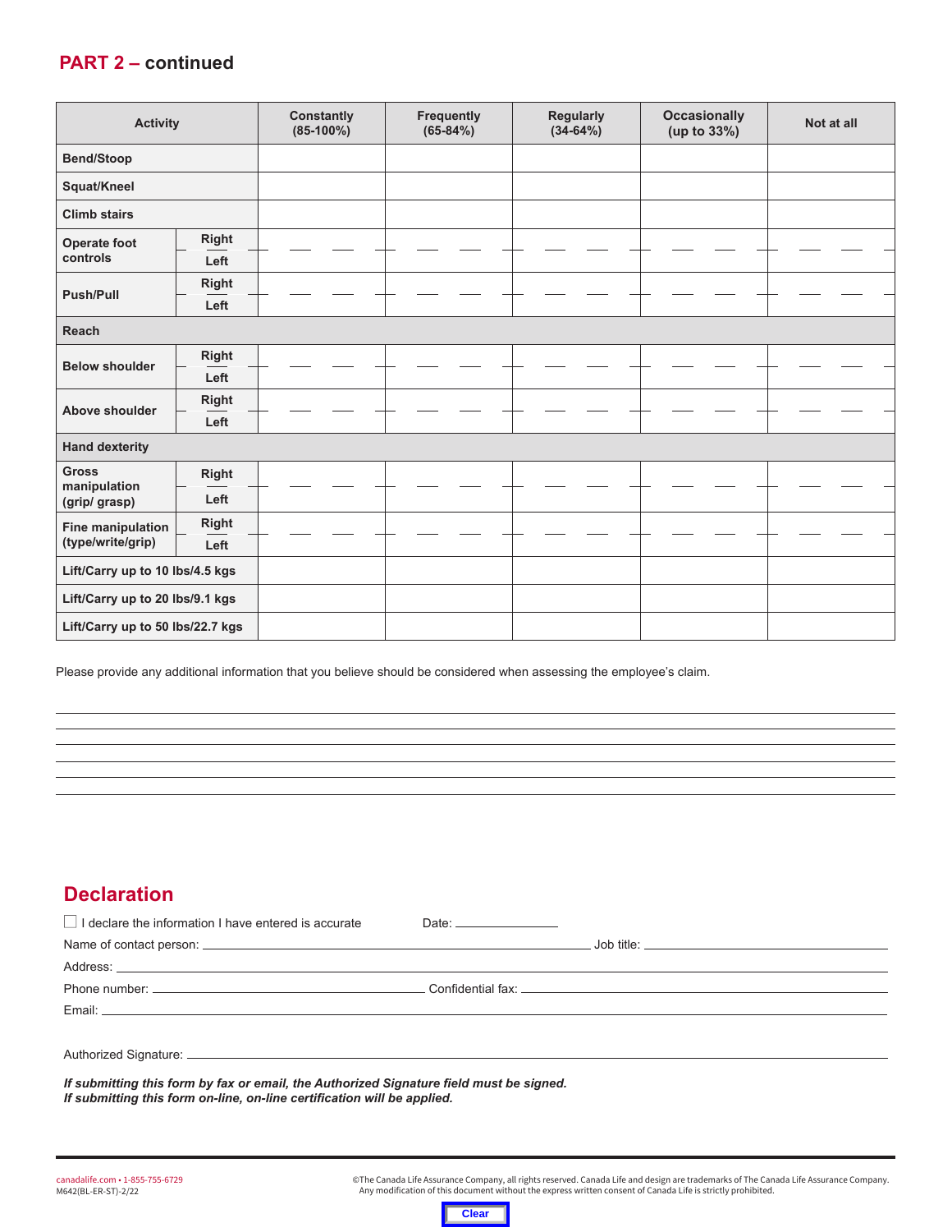## PART 2 – continued

| Activity | | Constantly (85-100%) | Frequently (65-84%) | Regularly (34-64%) | Occasionally (up to 33%) | Not at all |
|---|---|---|---|---|---|---|
| Bend/Stoop | | | | | | |
| Squat/Kneel | | | | | | |
| Climb stairs | | | | | | |
| Operate foot controls | Right | | | | | |
| | Left | | | | | |
| Push/Pull | Right | | | | | |
| | Left | | | | | |
| **Reach** | | | | | | |
| Below shoulder | Right | | | | | |
| | Left | | | | | |
| Above shoulder | Right | | | | | |
| | Left | | | | | |
| **Hand dexterity** | | | | | | |
| Gross manipulation (grip/ grasp) | Right | | | | | |
| | Left | | | | | |
| Fine manipulation (type/write/grip) | Right | | | | | |
| | Left | | | | | |
| Lift/Carry up to 10 lbs/4.5 kgs | | | | | | |
| Lift/Carry up to 20 lbs/9.1 kgs | | | | | | |
| Lift/Carry up to 50 lbs/22.7 kgs | | | | | | |

Please provide any additional information that you believe should be considered when assessing the employee's claim.

______________________________________________

______________________________________________

______________________________________________

______________________________________________

______________________________________________

______________________________________________

## Declaration

☐ I declare the information I have entered is accurate     Date: ______________

Name of contact person: ______________________________ Job title: ______________________________

Address: ______________________________

Phone number: ______________________________ Confidential fax: ______________________________

Email: ______________________________

Authorized Signature: ______________________________

***If submitting this form by fax or email, the Authorized Signature field must be signed.***
***If submitting this form on-line, on-line certification will be applied.***

canadalife.com • 1-855-755-6729
M642(BL-ER-ST)-2/22

©The Canada Life Assurance Company, all rights reserved. Canada Life and design are trademarks of The Canada Life Assurance Company. Any modification of this document without the express written consent of Canada Life is strictly prohibited.

Clear